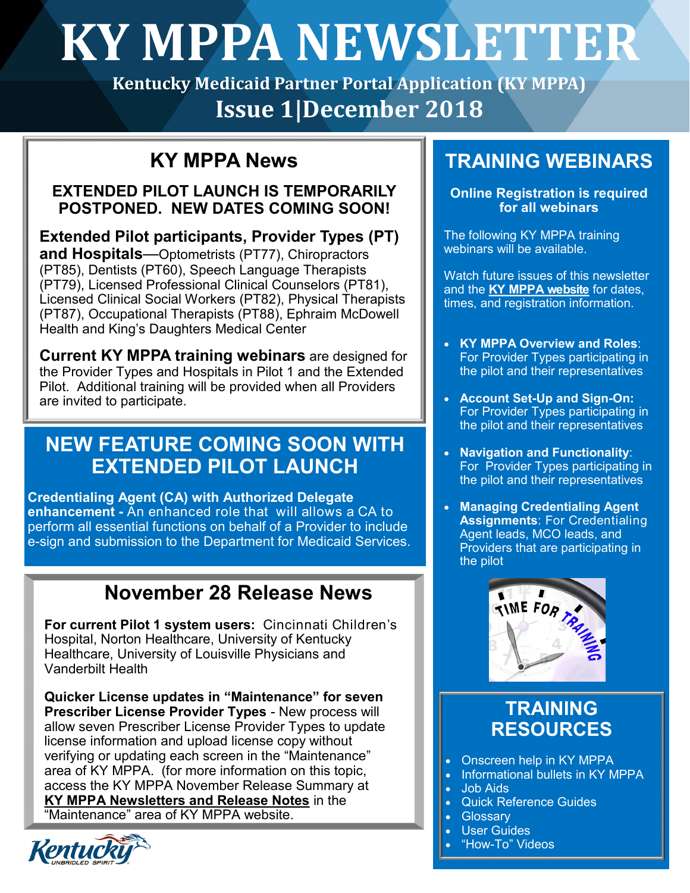# KY MPPA NEWSLETTER

**Kentucky Medicaid Partner Portal Application (KY MPPA)**

**Issue 1|December 2018**

## KY MPPA News

**EXTENDED PILOT LAUNCH IS TEMPORARILY POSTPONED. NEW DATES COMING SOON!**

**Extended Pilot participants, Provider Types (PT) and Hospitals**—Optometrists (PT77), Chiropractors (PT85), Dentists (PT60), Speech Language Therapists (PT79), Licensed Professional Clinical Counselors (PT81), Licensed Clinical Social Workers (PT82), Physical Therapists (PT87), Occupational Therapists (PT88), Ephraim McDowell Health and King's Daughters Medical Center

**Current KY MPPA training webinars** are designed for the Provider Types and Hospitals in Pilot 1 and the Extended Pilot. Additional training will be provided when all Providers are invited to participate.

## NEW FEATURE COMING SOON WITH EXTENDED PILOT LAUNCH

**Credentialing Agent (CA) with Authorized Delegate enhancement -** An enhanced role that will allows a CA to perform all essential functions on behalf of a Provider to include e-sign and submission to the Department for Medicaid Services.

## November 28 Release News

**For current Pilot 1 system users:** Cincinnati Children's Hospital, Norton Healthcare, University of Kentucky Healthcare, University of Louisville Physicians and Vanderbilt Health

**Quicker License updates in "Maintenance" for seven Prescriber License Provider Types** - New process will allow seven Prescriber License Provider Types to update license information and upload license copy without verifying or updating each screen in the "Maintenance" area of KY MPPA. (for more information on this topic, access the KY MPPA November Release Summary at **KY MPPA Newsletters and Release Notes** in the "Maintenance" area of KY MPPA website.

## TRAINING WEBINARS

**Online Registration is required for all webinars**

The following KY MPPA training webinars will be available.

Watch future issues of this newsletter and the **KY MPPA website** for dates, times, and registration information.

- **KY MPPA Overview and Roles**: For Provider Types participating in the pilot and their representatives
- **Account Set-Up and Sign-On:** For Provider Types participating in the pilot and their representatives
- **Navigation and Functionality**: For Provider Types participating in the pilot and their representatives
- **Managing Credentialing Agent Assignments**: For Credentialing Agent leads, MCO leads, and Providers that are participating in the pilot

## TRAINING RESOURCES

- Onscreen help in KY MPPA
- Informational bullets in KY MPPA
- Job Aids
- Quick Reference Guides
- Glossary
- User Guides
- "How-To" Videos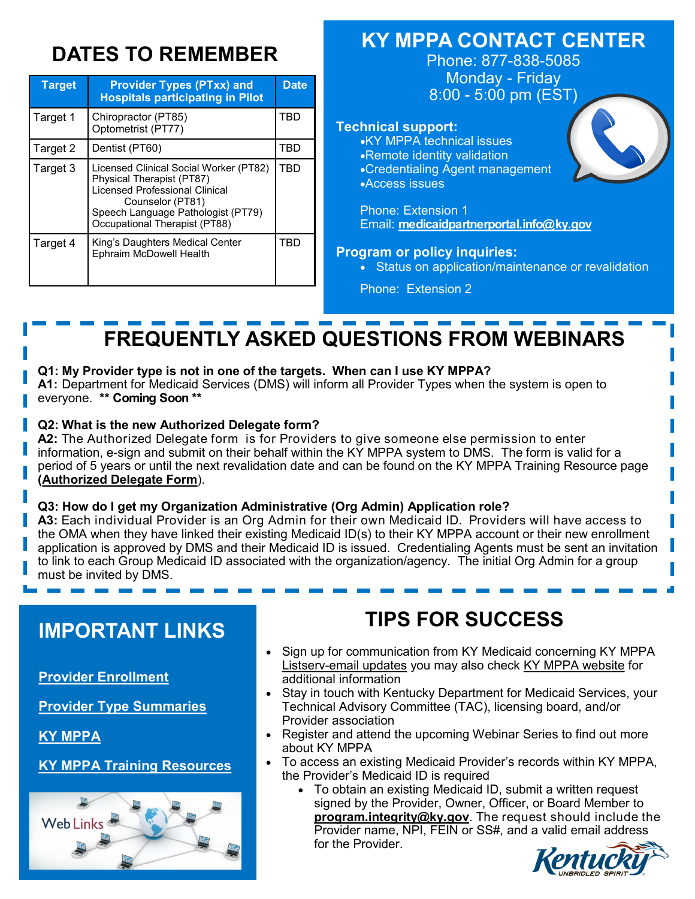## DATES TO REMEMBER

| Target | Provider Types (PTxx) and Hospitals participating in Pilot | Date |
|---|---|---|
| Target 1 | Chiropractor (PT85)<br>Optometrist (PT77) | TBD |
| Target 2 | Dentist (PT60) | TBD |
| Target 3 | Licensed Clinical Social Worker (PT82)<br>Physical Therapist (PT87)<br>Licensed Professional Clinical Counselor (PT81)<br>Speech Language Pathologist (PT79)<br>Occupational Therapist (PT88) | TBD |
| Target 4 | King's Daughters Medical Center<br>Ephraim McDowell Health | TBD |

## KY MPPA CONTACT CENTER

Phone: 877-838-5085
Monday - Friday
8:00 - 5:00 pm (EST)

**Technical support:**

- KY MPPA technical issues
- Remote identity validation
- Credentialing Agent management
- Access issues

Phone: Extension 1
Email: **medicaidpartnerportal.info@ky.gov**

**Program or policy inquiries:**

- Status on application/maintenance or revalidation

Phone: Extension 2

## FREQUENTLY ASKED QUESTIONS FROM WEBINARS

**Q1: My Provider type is not in one of the targets. When can I use KY MPPA?**
**A1:** Department for Medicaid Services (DMS) will inform all Provider Types when the system is open to everyone. **\*\* Coming Soon \*\***

**Q2: What is the new Authorized Delegate form?**
**A2:** The Authorized Delegate form is for Providers to give someone else permission to enter information, e-sign and submit on their behalf within the KY MPPA system to DMS. The form is valid for a period of 5 years or until the next revalidation date and can be found on the KY MPPA Training Resource page **(Authorized Delegate Form**).

**Q3: How do I get my Organization Administrative (Org Admin) Application role?**
**A3:** Each individual Provider is an Org Admin for their own Medicaid ID. Providers will have access to the OMA when they have linked their existing Medicaid ID(s) to their KY MPPA account or their new enrollment application is approved by DMS and their Medicaid ID is issued. Credentialing Agents must be sent an invitation to link to each Group Medicaid ID associated with the organization/agency. The initial Org Admin for a group must be invited by DMS.

## IMPORTANT LINKS

**Provider Enrollment**

**Provider Type Summaries**

**KY MPPA**

**KY MPPA Training Resources**

## TIPS FOR SUCCESS

- Sign up for communication from KY Medicaid concerning KY MPPA Listserv-email updates you may also check KY MPPA website for additional information
- Stay in touch with Kentucky Department for Medicaid Services, your Technical Advisory Committee (TAC), licensing board, and/or Provider association
- Register and attend the upcoming Webinar Series to find out more about KY MPPA
- To access an existing Medicaid Provider's records within KY MPPA, the Provider's Medicaid ID is required
  - To obtain an existing Medicaid ID, submit a written request signed by the Provider, Owner, Officer, or Board Member to **program.integrity@ky.gov**. The request should include the Provider name, NPI, FEIN or SS#, and a valid email address for the Provider.